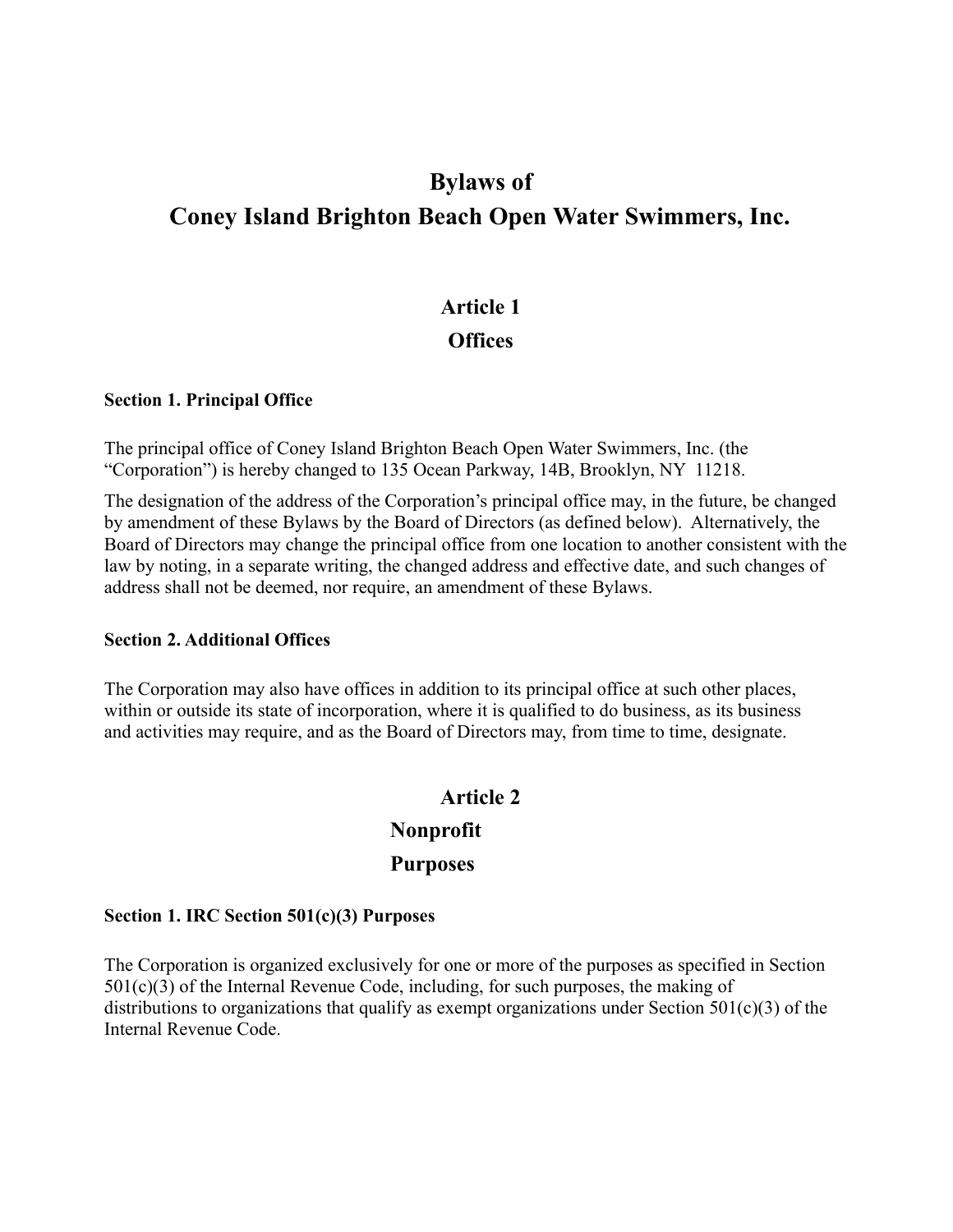# Bylaws of
# Coney Island Brighton Beach Open Water Swimmers, Inc.

## Article 1
## Offices

### Section 1. Principal Office

The principal office of Coney Island Brighton Beach Open Water Swimmers, Inc. (the "Corporation") is hereby changed to 135 Ocean Parkway, 14B, Brooklyn, NY  11218.

The designation of the address of the Corporation's principal office may, in the future, be changed by amendment of these Bylaws by the Board of Directors (as defined below).  Alternatively, the Board of Directors may change the principal office from one location to another consistent with the law by noting, in a separate writing, the changed address and effective date, and such changes of address shall not be deemed, nor require, an amendment of these Bylaws.

### Section 2. Additional Offices

The Corporation may also have offices in addition to its principal office at such other places, within or outside its state of incorporation, where it is qualified to do business, as its business and activities may require, and as the Board of Directors may, from time to time, designate.

## Article 2
## Nonprofit
## Purposes

### Section 1. IRC Section 501(c)(3) Purposes

The Corporation is organized exclusively for one or more of the purposes as specified in Section 501(c)(3) of the Internal Revenue Code, including, for such purposes, the making of distributions to organizations that qualify as exempt organizations under Section 501(c)(3) of the Internal Revenue Code.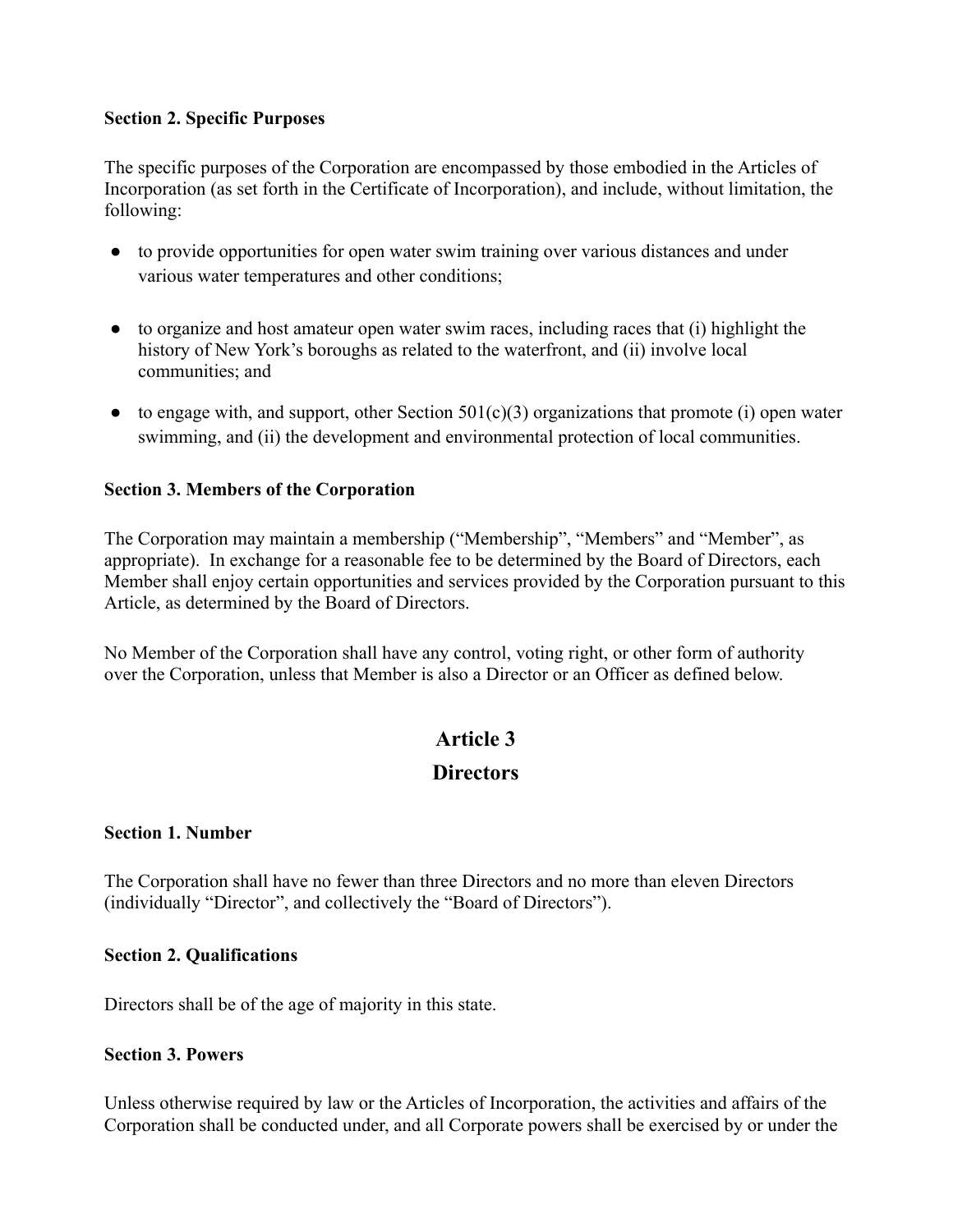**Section 2. Specific Purposes**

The specific purposes of the Corporation are encompassed by those embodied in the Articles of Incorporation (as set forth in the Certificate of Incorporation), and include, without limitation, the following:

- to provide opportunities for open water swim training over various distances and under various water temperatures and other conditions;
- to organize and host amateur open water swim races, including races that (i) highlight the history of New York's boroughs as related to the waterfront, and (ii) involve local communities; and
- to engage with, and support, other Section 501(c)(3) organizations that promote (i) open water swimming, and (ii) the development and environmental protection of local communities.

**Section 3. Members of the Corporation**

The Corporation may maintain a membership ("Membership", "Members" and "Member", as appropriate). In exchange for a reasonable fee to be determined by the Board of Directors, each Member shall enjoy certain opportunities and services provided by the Corporation pursuant to this Article, as determined by the Board of Directors.

No Member of the Corporation shall have any control, voting right, or other form of authority over the Corporation, unless that Member is also a Director or an Officer as defined below.

## Article 3
## Directors

**Section 1. Number**

The Corporation shall have no fewer than three Directors and no more than eleven Directors (individually "Director", and collectively the "Board of Directors").

**Section 2. Qualifications**

Directors shall be of the age of majority in this state.

**Section 3. Powers**

Unless otherwise required by law or the Articles of Incorporation, the activities and affairs of the Corporation shall be conducted under, and all Corporate powers shall be exercised by or under the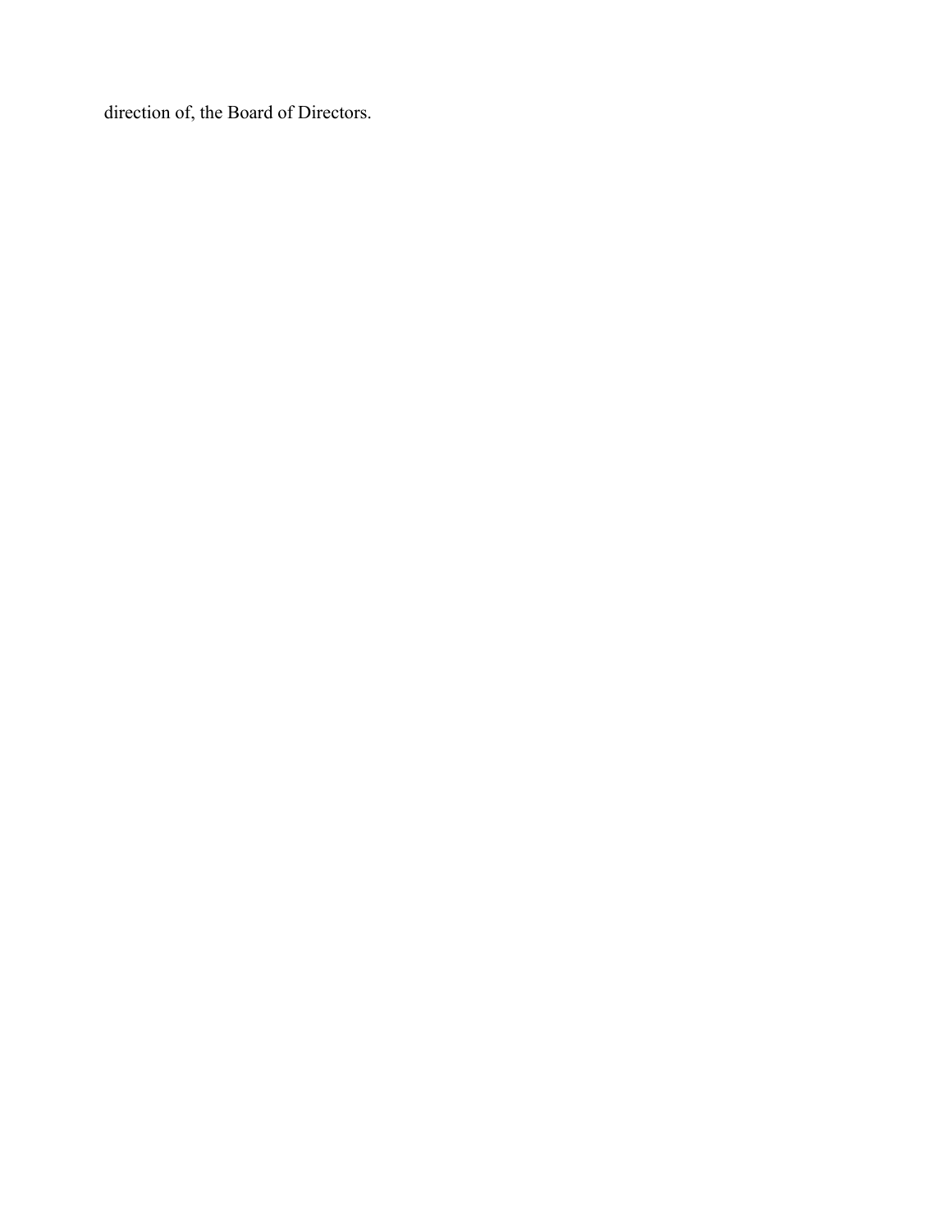direction of, the Board of Directors.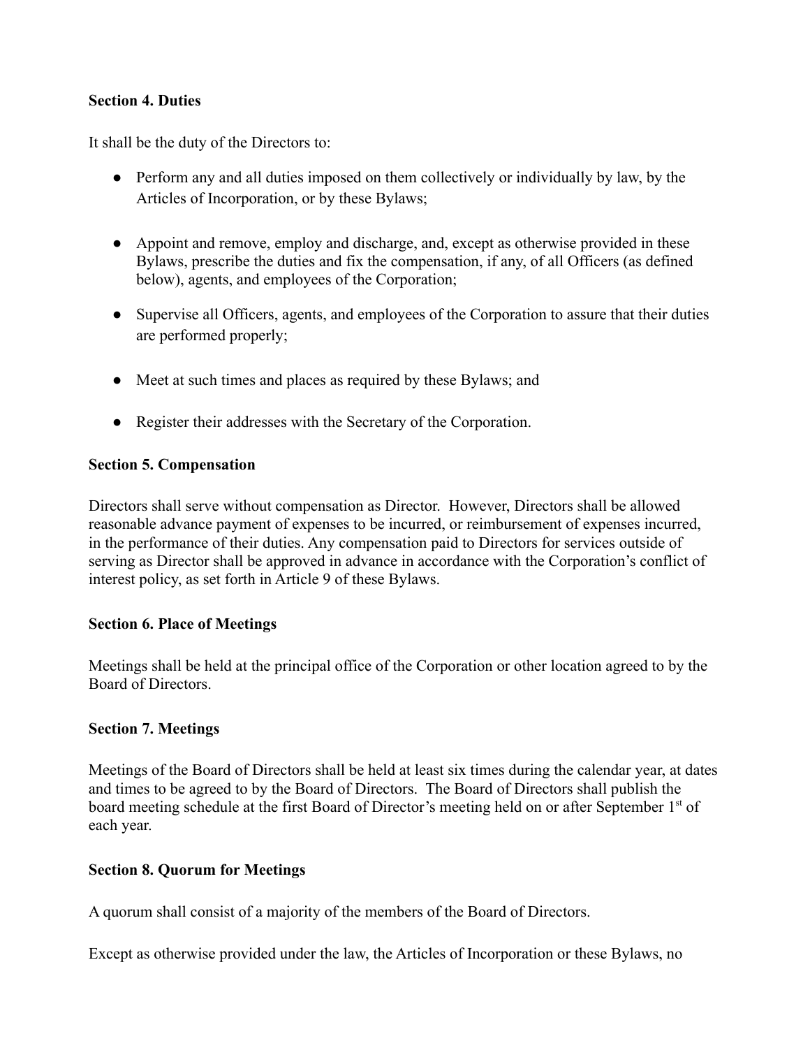**Section 4. Duties**

It shall be the duty of the Directors to:

- Perform any and all duties imposed on them collectively or individually by law, by the Articles of Incorporation, or by these Bylaws;
- Appoint and remove, employ and discharge, and, except as otherwise provided in these Bylaws, prescribe the duties and fix the compensation, if any, of all Officers (as defined below), agents, and employees of the Corporation;
- Supervise all Officers, agents, and employees of the Corporation to assure that their duties are performed properly;
- Meet at such times and places as required by these Bylaws; and
- Register their addresses with the Secretary of the Corporation.

**Section 5. Compensation**

Directors shall serve without compensation as Director. However, Directors shall be allowed reasonable advance payment of expenses to be incurred, or reimbursement of expenses incurred, in the performance of their duties. Any compensation paid to Directors for services outside of serving as Director shall be approved in advance in accordance with the Corporation's conflict of interest policy, as set forth in Article 9 of these Bylaws.

**Section 6. Place of Meetings**

Meetings shall be held at the principal office of the Corporation or other location agreed to by the Board of Directors.

**Section 7. Meetings**

Meetings of the Board of Directors shall be held at least six times during the calendar year, at dates and times to be agreed to by the Board of Directors. The Board of Directors shall publish the board meeting schedule at the first Board of Director's meeting held on or after September 1st of each year.

**Section 8. Quorum for Meetings**

A quorum shall consist of a majority of the members of the Board of Directors.

Except as otherwise provided under the law, the Articles of Incorporation or these Bylaws, no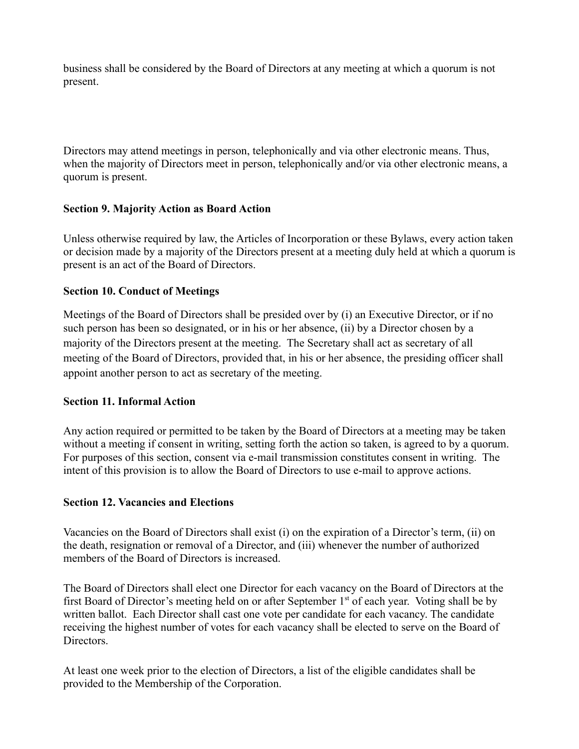business shall be considered by the Board of Directors at any meeting at which a quorum is not present.

Directors may attend meetings in person, telephonically and via other electronic means. Thus, when the majority of Directors meet in person, telephonically and/or via other electronic means, a quorum is present.

**Section 9. Majority Action as Board Action**

Unless otherwise required by law, the Articles of Incorporation or these Bylaws, every action taken or decision made by a majority of the Directors present at a meeting duly held at which a quorum is present is an act of the Board of Directors.

**Section 10. Conduct of Meetings**

Meetings of the Board of Directors shall be presided over by (i) an Executive Director, or if no such person has been so designated, or in his or her absence, (ii) by a Director chosen by a majority of the Directors present at the meeting. The Secretary shall act as secretary of all meeting of the Board of Directors, provided that, in his or her absence, the presiding officer shall appoint another person to act as secretary of the meeting.

**Section 11. Informal Action**

Any action required or permitted to be taken by the Board of Directors at a meeting may be taken without a meeting if consent in writing, setting forth the action so taken, is agreed to by a quorum. For purposes of this section, consent via e-mail transmission constitutes consent in writing. The intent of this provision is to allow the Board of Directors to use e-mail to approve actions.

**Section 12. Vacancies and Elections**

Vacancies on the Board of Directors shall exist (i) on the expiration of a Director's term, (ii) on the death, resignation or removal of a Director, and (iii) whenever the number of authorized members of the Board of Directors is increased.

The Board of Directors shall elect one Director for each vacancy on the Board of Directors at the first Board of Director's meeting held on or after September 1st of each year. Voting shall be by written ballot. Each Director shall cast one vote per candidate for each vacancy. The candidate receiving the highest number of votes for each vacancy shall be elected to serve on the Board of Directors.

At least one week prior to the election of Directors, a list of the eligible candidates shall be provided to the Membership of the Corporation.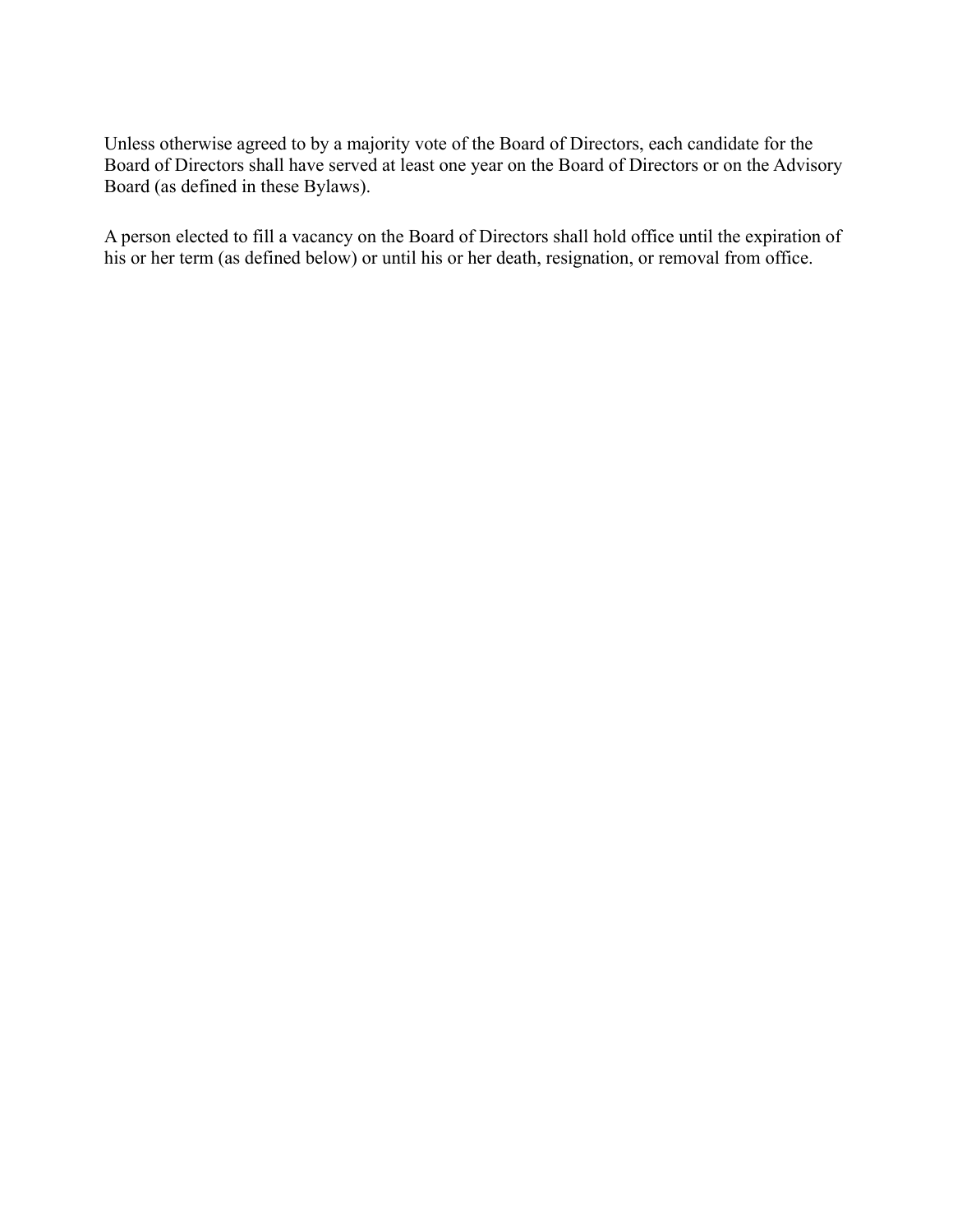Unless otherwise agreed to by a majority vote of the Board of Directors, each candidate for the Board of Directors shall have served at least one year on the Board of Directors or on the Advisory Board (as defined in these Bylaws).

A person elected to fill a vacancy on the Board of Directors shall hold office until the expiration of his or her term (as defined below) or until his or her death, resignation, or removal from office.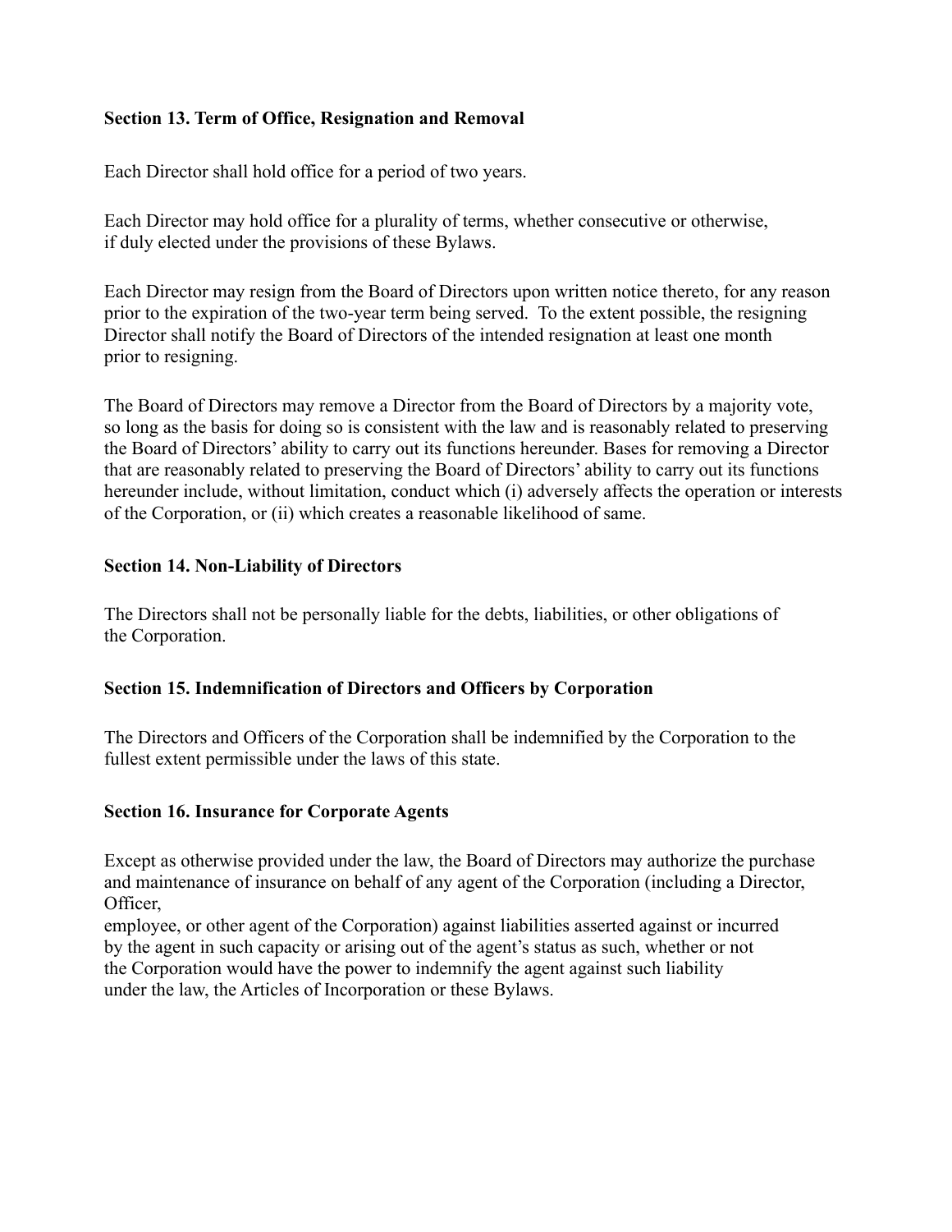**Section 13. Term of Office, Resignation and Removal**

Each Director shall hold office for a period of two years.

Each Director may hold office for a plurality of terms, whether consecutive or otherwise, if duly elected under the provisions of these Bylaws.

Each Director may resign from the Board of Directors upon written notice thereto, for any reason prior to the expiration of the two-year term being served. To the extent possible, the resigning Director shall notify the Board of Directors of the intended resignation at least one month prior to resigning.

The Board of Directors may remove a Director from the Board of Directors by a majority vote, so long as the basis for doing so is consistent with the law and is reasonably related to preserving the Board of Directors' ability to carry out its functions hereunder. Bases for removing a Director that are reasonably related to preserving the Board of Directors' ability to carry out its functions hereunder include, without limitation, conduct which (i) adversely affects the operation or interests of the Corporation, or (ii) which creates a reasonable likelihood of same.

**Section 14. Non-Liability of Directors**

The Directors shall not be personally liable for the debts, liabilities, or other obligations of the Corporation.

**Section 15. Indemnification of Directors and Officers by Corporation**

The Directors and Officers of the Corporation shall be indemnified by the Corporation to the fullest extent permissible under the laws of this state.

**Section 16. Insurance for Corporate Agents**

Except as otherwise provided under the law, the Board of Directors may authorize the purchase and maintenance of insurance on behalf of any agent of the Corporation (including a Director, Officer, employee, or other agent of the Corporation) against liabilities asserted against or incurred by the agent in such capacity or arising out of the agent's status as such, whether or not the Corporation would have the power to indemnify the agent against such liability under the law, the Articles of Incorporation or these Bylaws.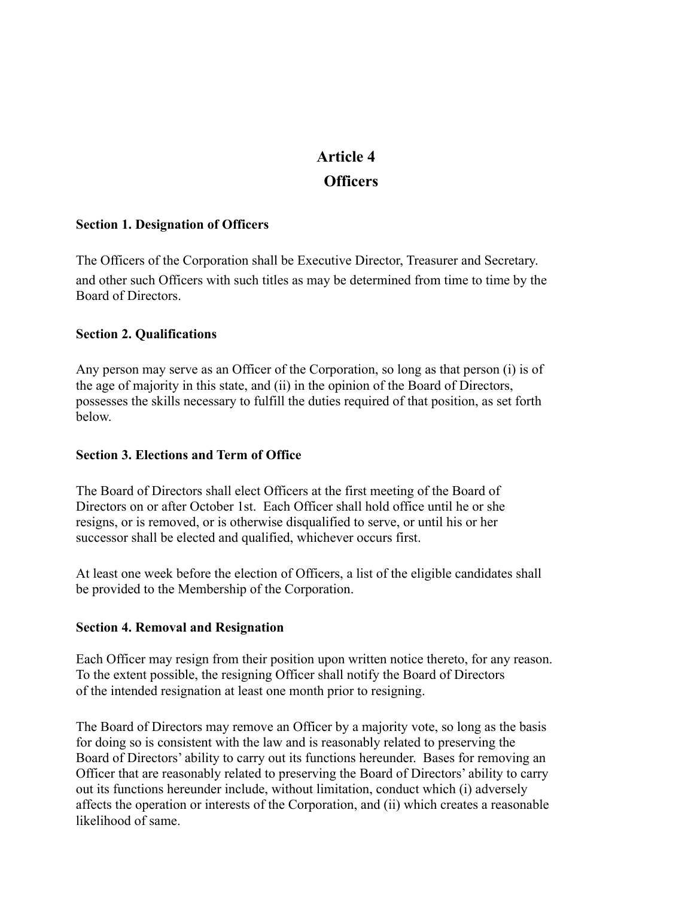# Article 4

## Officers

### Section 1. Designation of Officers

The Officers of the Corporation shall be Executive Director, Treasurer and Secretary. and other such Officers with such titles as may be determined from time to time by the Board of Directors.

### Section 2. Qualifications

Any person may serve as an Officer of the Corporation, so long as that person (i) is of the age of majority in this state, and (ii) in the opinion of the Board of Directors, possesses the skills necessary to fulfill the duties required of that position, as set forth below.

### Section 3. Elections and Term of Office

The Board of Directors shall elect Officers at the first meeting of the Board of Directors on or after October 1st. Each Officer shall hold office until he or she resigns, or is removed, or is otherwise disqualified to serve, or until his or her successor shall be elected and qualified, whichever occurs first.

At least one week before the election of Officers, a list of the eligible candidates shall be provided to the Membership of the Corporation.

### Section 4. Removal and Resignation

Each Officer may resign from their position upon written notice thereto, for any reason. To the extent possible, the resigning Officer shall notify the Board of Directors of the intended resignation at least one month prior to resigning.

The Board of Directors may remove an Officer by a majority vote, so long as the basis for doing so is consistent with the law and is reasonably related to preserving the Board of Directors' ability to carry out its functions hereunder. Bases for removing an Officer that are reasonably related to preserving the Board of Directors' ability to carry out its functions hereunder include, without limitation, conduct which (i) adversely affects the operation or interests of the Corporation, and (ii) which creates a reasonable likelihood of same.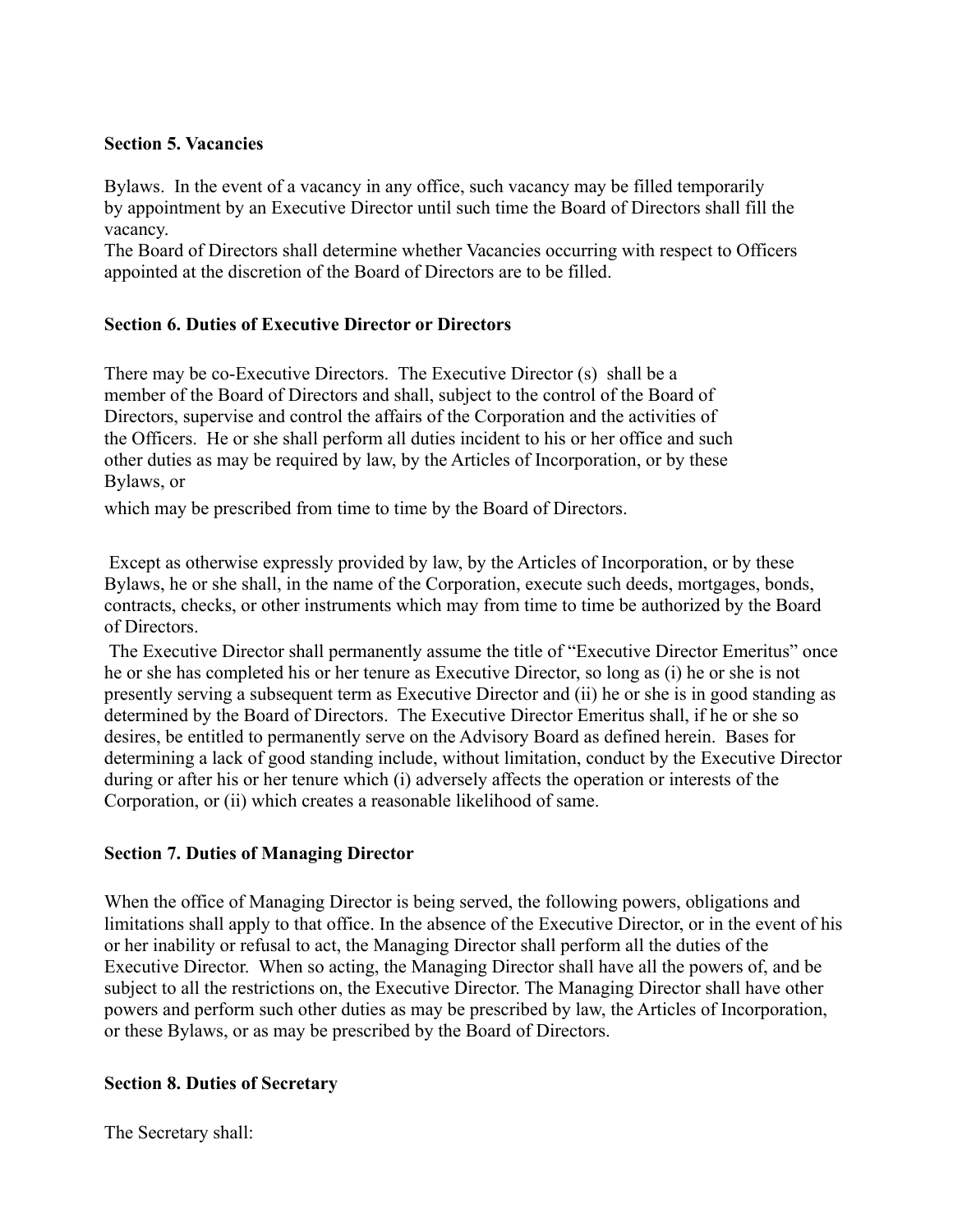**Section 5. Vacancies**

Bylaws. In the event of a vacancy in any office, such vacancy may be filled temporarily by appointment by an Executive Director until such time the Board of Directors shall fill the vacancy.
The Board of Directors shall determine whether Vacancies occurring with respect to Officers appointed at the discretion of the Board of Directors are to be filled.

**Section 6. Duties of Executive Director or Directors**

There may be co-Executive Directors. The Executive Director (s) shall be a member of the Board of Directors and shall, subject to the control of the Board of Directors, supervise and control the affairs of the Corporation and the activities of the Officers. He or she shall perform all duties incident to his or her office and such other duties as may be required by law, by the Articles of Incorporation, or by these Bylaws, or

which may be prescribed from time to time by the Board of Directors.

Except as otherwise expressly provided by law, by the Articles of Incorporation, or by these Bylaws, he or she shall, in the name of the Corporation, execute such deeds, mortgages, bonds, contracts, checks, or other instruments which may from time to time be authorized by the Board of Directors.
The Executive Director shall permanently assume the title of "Executive Director Emeritus" once he or she has completed his or her tenure as Executive Director, so long as (i) he or she is not presently serving a subsequent term as Executive Director and (ii) he or she is in good standing as determined by the Board of Directors. The Executive Director Emeritus shall, if he or she so desires, be entitled to permanently serve on the Advisory Board as defined herein. Bases for determining a lack of good standing include, without limitation, conduct by the Executive Director during or after his or her tenure which (i) adversely affects the operation or interests of the Corporation, or (ii) which creates a reasonable likelihood of same.

**Section 7. Duties of Managing Director**

When the office of Managing Director is being served, the following powers, obligations and limitations shall apply to that office. In the absence of the Executive Director, or in the event of his or her inability or refusal to act, the Managing Director shall perform all the duties of the Executive Director. When so acting, the Managing Director shall have all the powers of, and be subject to all the restrictions on, the Executive Director. The Managing Director shall have other powers and perform such other duties as may be prescribed by law, the Articles of Incorporation, or these Bylaws, or as may be prescribed by the Board of Directors.

**Section 8. Duties of Secretary**

The Secretary shall: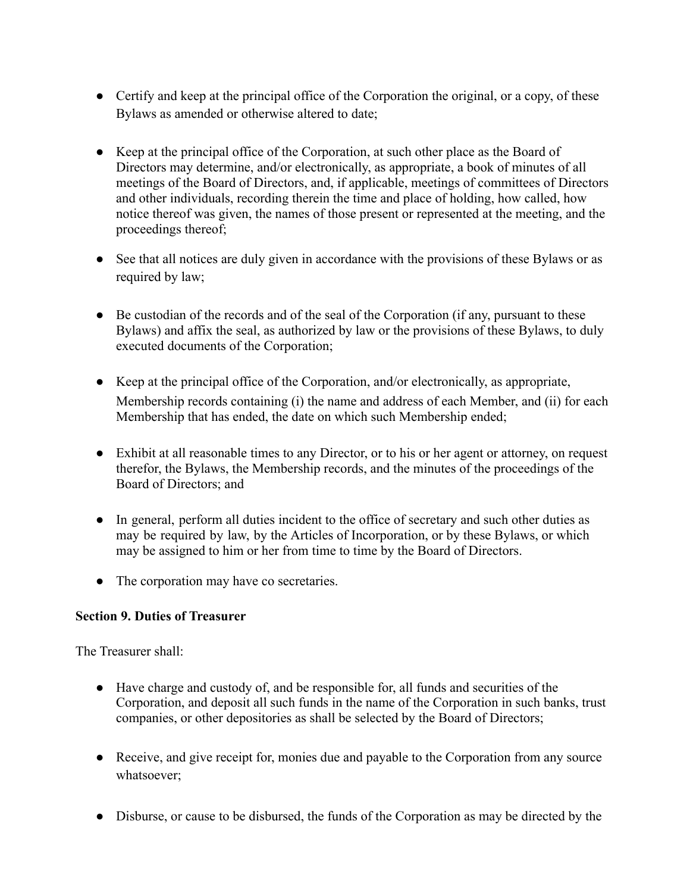- Certify and keep at the principal office of the Corporation the original, or a copy, of these Bylaws as amended or otherwise altered to date;

- Keep at the principal office of the Corporation, at such other place as the Board of Directors may determine, and/or electronically, as appropriate, a book of minutes of all meetings of the Board of Directors, and, if applicable, meetings of committees of Directors and other individuals, recording therein the time and place of holding, how called, how notice thereof was given, the names of those present or represented at the meeting, and the proceedings thereof;

- See that all notices are duly given in accordance with the provisions of these Bylaws or as required by law;

- Be custodian of the records and of the seal of the Corporation (if any, pursuant to these Bylaws) and affix the seal, as authorized by law or the provisions of these Bylaws, to duly executed documents of the Corporation;

- Keep at the principal office of the Corporation, and/or electronically, as appropriate, Membership records containing (i) the name and address of each Member, and (ii) for each Membership that has ended, the date on which such Membership ended;

- Exhibit at all reasonable times to any Director, or to his or her agent or attorney, on request therefor, the Bylaws, the Membership records, and the minutes of the proceedings of the Board of Directors; and

- In general, perform all duties incident to the office of secretary and such other duties as may be required by law, by the Articles of Incorporation, or by these Bylaws, or which may be assigned to him or her from time to time by the Board of Directors.

- The corporation may have co secretaries.

**Section 9. Duties of Treasurer**

The Treasurer shall:

- Have charge and custody of, and be responsible for, all funds and securities of the Corporation, and deposit all such funds in the name of the Corporation in such banks, trust companies, or other depositories as shall be selected by the Board of Directors;

- Receive, and give receipt for, monies due and payable to the Corporation from any source whatsoever;

- Disburse, or cause to be disbursed, the funds of the Corporation as may be directed by the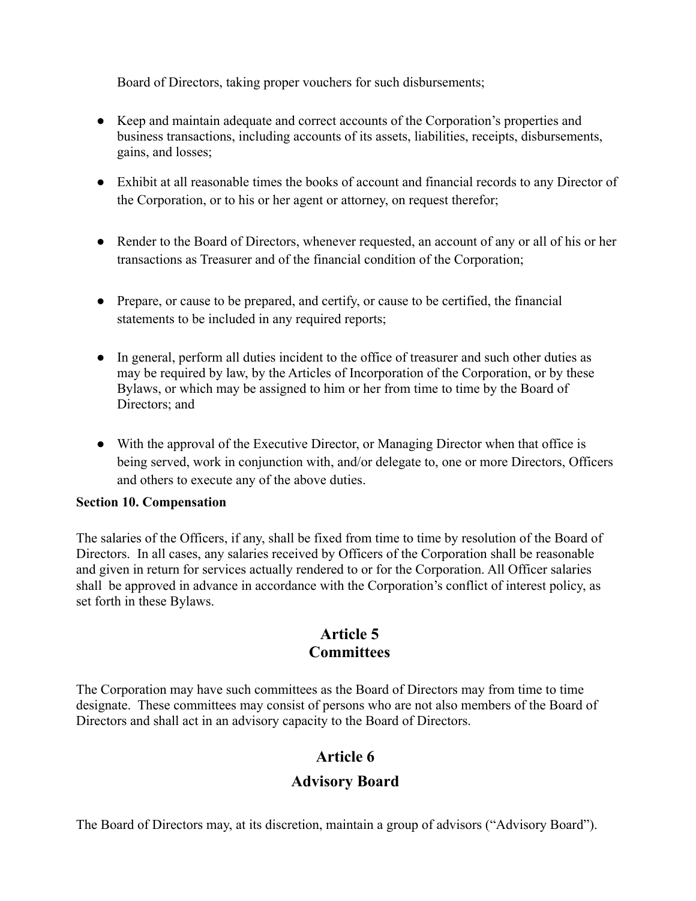Board of Directors, taking proper vouchers for such disbursements;

- Keep and maintain adequate and correct accounts of the Corporation's properties and business transactions, including accounts of its assets, liabilities, receipts, disbursements, gains, and losses;
- Exhibit at all reasonable times the books of account and financial records to any Director of the Corporation, or to his or her agent or attorney, on request therefor;
- Render to the Board of Directors, whenever requested, an account of any or all of his or her transactions as Treasurer and of the financial condition of the Corporation;
- Prepare, or cause to be prepared, and certify, or cause to be certified, the financial statements to be included in any required reports;
- In general, perform all duties incident to the office of treasurer and such other duties as may be required by law, by the Articles of Incorporation of the Corporation, or by these Bylaws, or which may be assigned to him or her from time to time by the Board of Directors; and
- With the approval of the Executive Director, or Managing Director when that office is being served, work in conjunction with, and/or delegate to, one or more Directors, Officers and others to execute any of the above duties.

**Section 10. Compensation**

The salaries of the Officers, if any, shall be fixed from time to time by resolution of the Board of Directors. In all cases, any salaries received by Officers of the Corporation shall be reasonable and given in return for services actually rendered to or for the Corporation. All Officer salaries shall be approved in advance in accordance with the Corporation's conflict of interest policy, as set forth in these Bylaws.

## Article 5
## Committees

The Corporation may have such committees as the Board of Directors may from time to time designate. These committees may consist of persons who are not also members of the Board of Directors and shall act in an advisory capacity to the Board of Directors.

## Article 6
## Advisory Board

The Board of Directors may, at its discretion, maintain a group of advisors ("Advisory Board").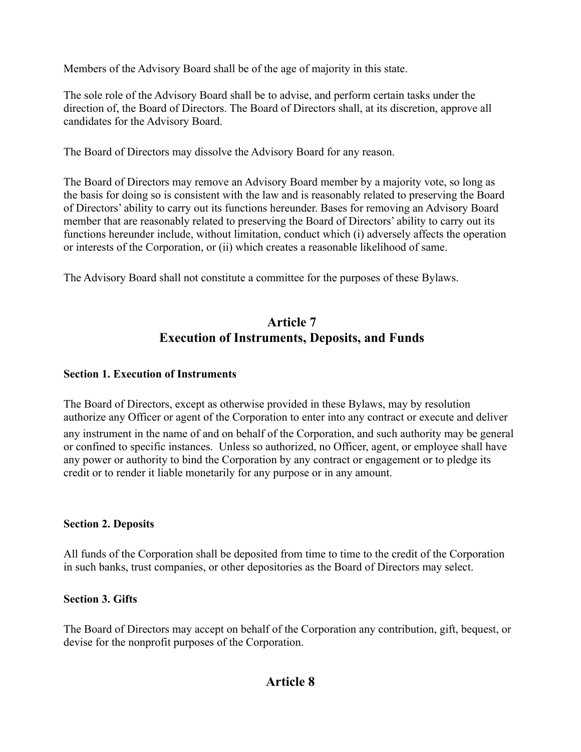Members of the Advisory Board shall be of the age of majority in this state.

The sole role of the Advisory Board shall be to advise, and perform certain tasks under the direction of, the Board of Directors. The Board of Directors shall, at its discretion, approve all candidates for the Advisory Board.

The Board of Directors may dissolve the Advisory Board for any reason.

The Board of Directors may remove an Advisory Board member by a majority vote, so long as the basis for doing so is consistent with the law and is reasonably related to preserving the Board of Directors' ability to carry out its functions hereunder. Bases for removing an Advisory Board member that are reasonably related to preserving the Board of Directors' ability to carry out its functions hereunder include, without limitation, conduct which (i) adversely affects the operation or interests of the Corporation, or (ii) which creates a reasonable likelihood of same.

The Advisory Board shall not constitute a committee for the purposes of these Bylaws.

## Article 7
## Execution of Instruments, Deposits, and Funds

**Section 1. Execution of Instruments**

The Board of Directors, except as otherwise provided in these Bylaws, may by resolution authorize any Officer or agent of the Corporation to enter into any contract or execute and deliver any instrument in the name of and on behalf of the Corporation, and such authority may be general or confined to specific instances. Unless so authorized, no Officer, agent, or employee shall have any power or authority to bind the Corporation by any contract or engagement or to pledge its credit or to render it liable monetarily for any purpose or in any amount.

**Section 2. Deposits**

All funds of the Corporation shall be deposited from time to time to the credit of the Corporation in such banks, trust companies, or other depositories as the Board of Directors may select.

**Section 3. Gifts**

The Board of Directors may accept on behalf of the Corporation any contribution, gift, bequest, or devise for the nonprofit purposes of the Corporation.

## Article 8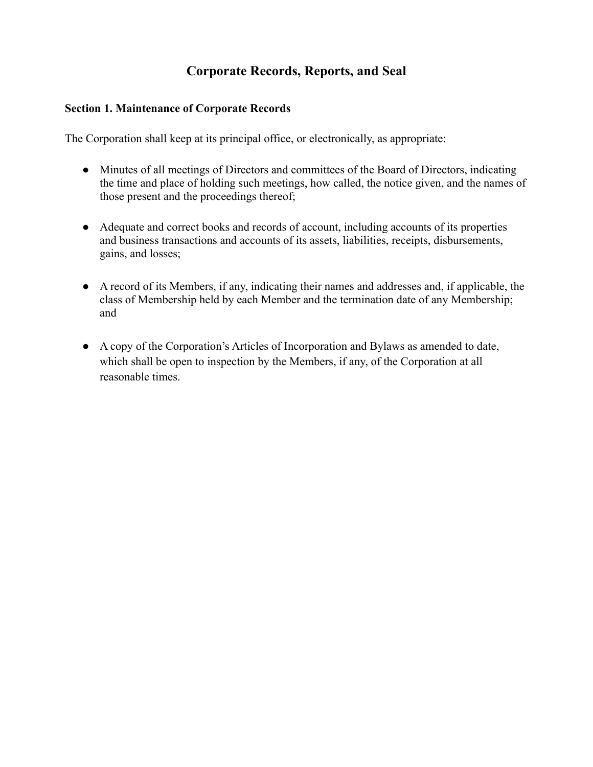## Corporate Records, Reports, and Seal

**Section 1. Maintenance of Corporate Records**

The Corporation shall keep at its principal office, or electronically, as appropriate:

- Minutes of all meetings of Directors and committees of the Board of Directors, indicating the time and place of holding such meetings, how called, the notice given, and the names of those present and the proceedings thereof;
- Adequate and correct books and records of account, including accounts of its properties and business transactions and accounts of its assets, liabilities, receipts, disbursements, gains, and losses;
- A record of its Members, if any, indicating their names and addresses and, if applicable, the class of Membership held by each Member and the termination date of any Membership; and
- A copy of the Corporation's Articles of Incorporation and Bylaws as amended to date, which shall be open to inspection by the Members, if any, of the Corporation at all reasonable times.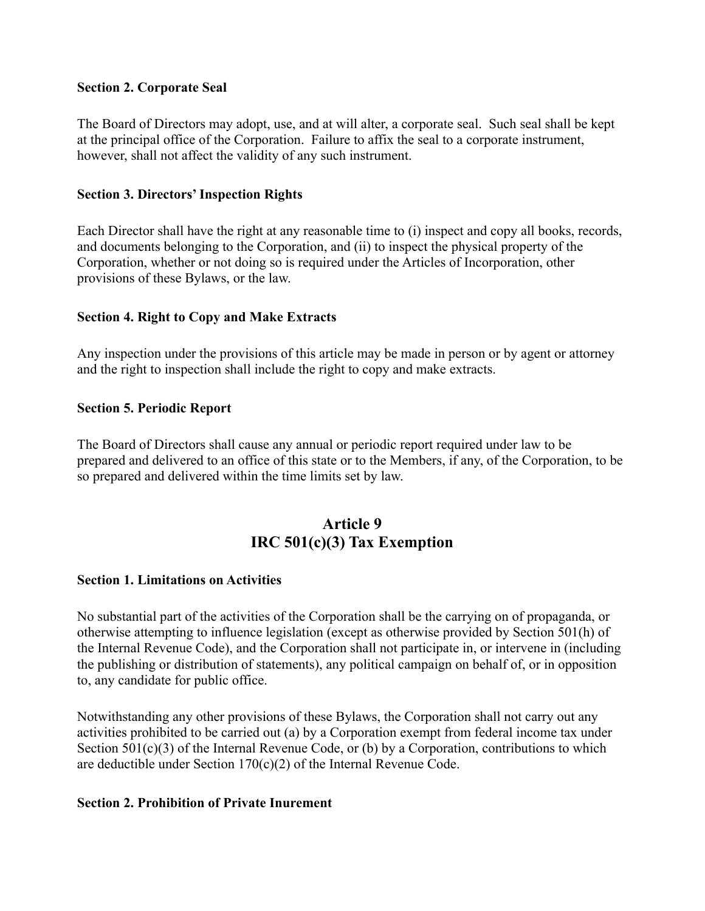**Section 2. Corporate Seal**

The Board of Directors may adopt, use, and at will alter, a corporate seal. Such seal shall be kept at the principal office of the Corporation. Failure to affix the seal to a corporate instrument, however, shall not affect the validity of any such instrument.

**Section 3. Directors' Inspection Rights**

Each Director shall have the right at any reasonable time to (i) inspect and copy all books, records, and documents belonging to the Corporation, and (ii) to inspect the physical property of the Corporation, whether or not doing so is required under the Articles of Incorporation, other provisions of these Bylaws, or the law.

**Section 4. Right to Copy and Make Extracts**

Any inspection under the provisions of this article may be made in person or by agent or attorney and the right to inspection shall include the right to copy and make extracts.

**Section 5. Periodic Report**

The Board of Directors shall cause any annual or periodic report required under law to be prepared and delivered to an office of this state or to the Members, if any, of the Corporation, to be so prepared and delivered within the time limits set by law.

## Article 9
## IRC 501(c)(3) Tax Exemption

**Section 1. Limitations on Activities**

No substantial part of the activities of the Corporation shall be the carrying on of propaganda, or otherwise attempting to influence legislation (except as otherwise provided by Section 501(h) of the Internal Revenue Code), and the Corporation shall not participate in, or intervene in (including the publishing or distribution of statements), any political campaign on behalf of, or in opposition to, any candidate for public office.

Notwithstanding any other provisions of these Bylaws, the Corporation shall not carry out any activities prohibited to be carried out (a) by a Corporation exempt from federal income tax under Section 501(c)(3) of the Internal Revenue Code, or (b) by a Corporation, contributions to which are deductible under Section 170(c)(2) of the Internal Revenue Code.

**Section 2. Prohibition of Private Inurement**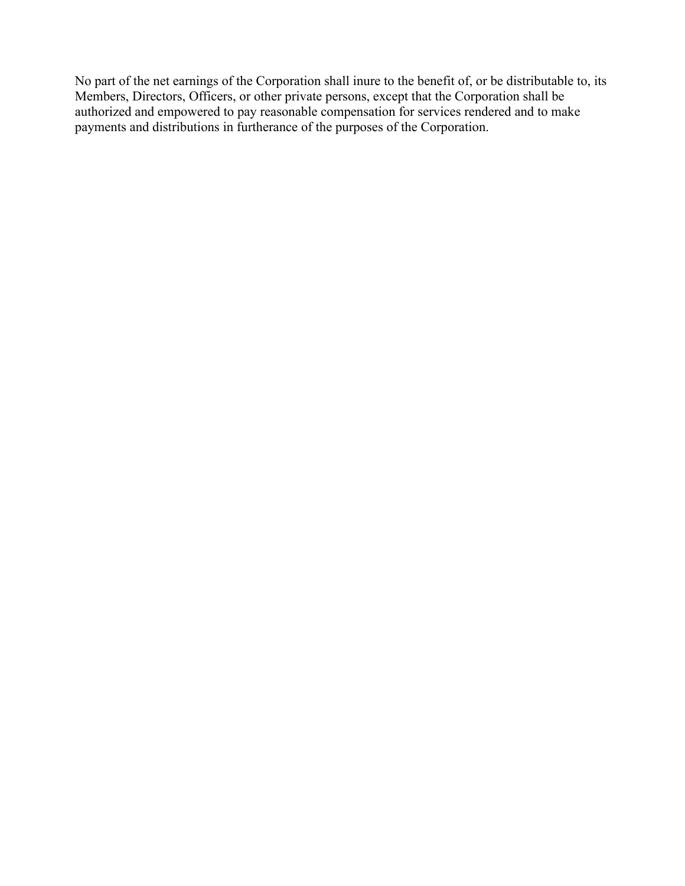No part of the net earnings of the Corporation shall inure to the benefit of, or be distributable to, its Members, Directors, Officers, or other private persons, except that the Corporation shall be authorized and empowered to pay reasonable compensation for services rendered and to make payments and distributions in furtherance of the purposes of the Corporation.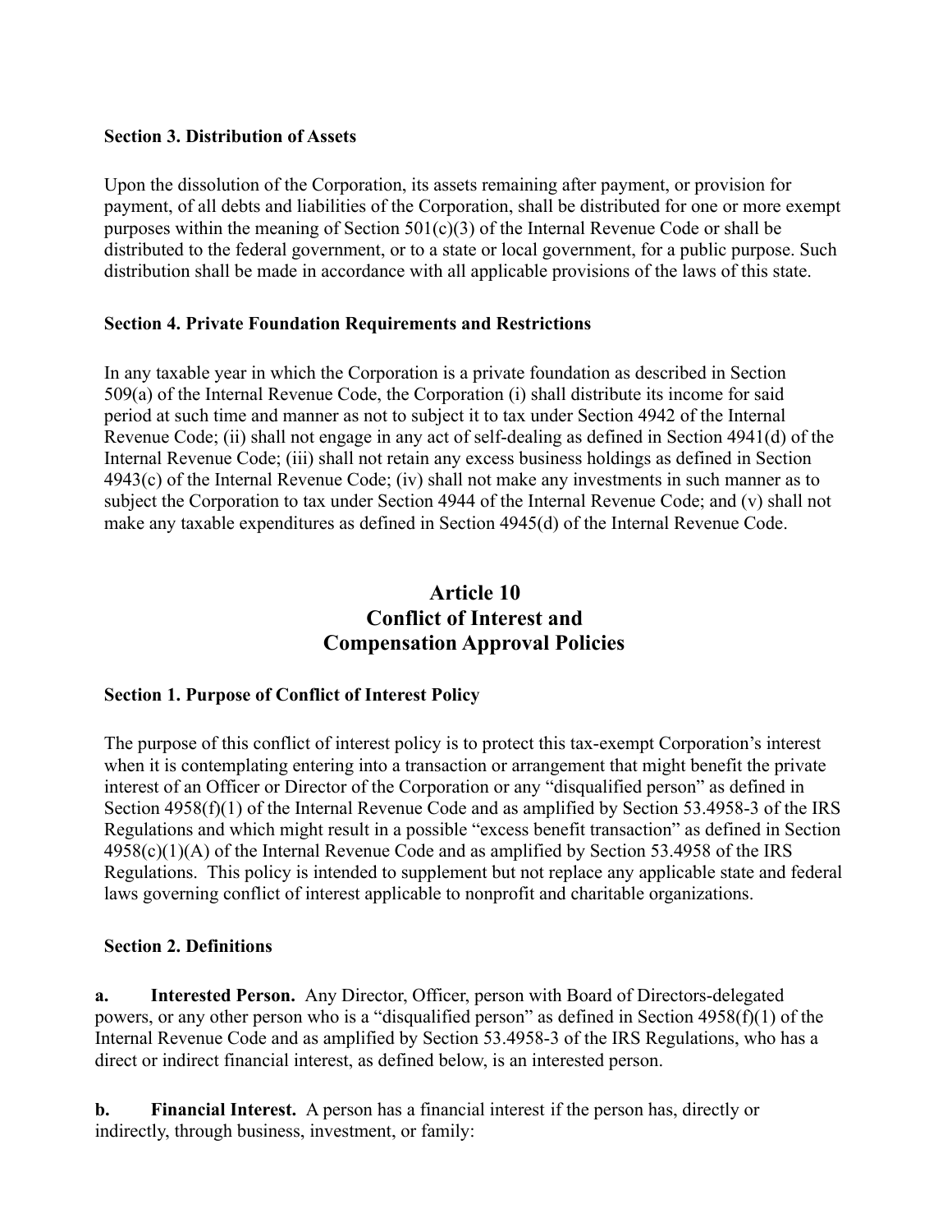**Section 3. Distribution of Assets**

Upon the dissolution of the Corporation, its assets remaining after payment, or provision for payment, of all debts and liabilities of the Corporation, shall be distributed for one or more exempt purposes within the meaning of Section 501(c)(3) of the Internal Revenue Code or shall be distributed to the federal government, or to a state or local government, for a public purpose. Such distribution shall be made in accordance with all applicable provisions of the laws of this state.

**Section 4. Private Foundation Requirements and Restrictions**

In any taxable year in which the Corporation is a private foundation as described in Section 509(a) of the Internal Revenue Code, the Corporation (i) shall distribute its income for said period at such time and manner as not to subject it to tax under Section 4942 of the Internal Revenue Code; (ii) shall not engage in any act of self-dealing as defined in Section 4941(d) of the Internal Revenue Code; (iii) shall not retain any excess business holdings as defined in Section 4943(c) of the Internal Revenue Code; (iv) shall not make any investments in such manner as to subject the Corporation to tax under Section 4944 of the Internal Revenue Code; and (v) shall not make any taxable expenditures as defined in Section 4945(d) of the Internal Revenue Code.

## Article 10
## Conflict of Interest and Compensation Approval Policies

**Section 1. Purpose of Conflict of Interest Policy**

The purpose of this conflict of interest policy is to protect this tax-exempt Corporation's interest when it is contemplating entering into a transaction or arrangement that might benefit the private interest of an Officer or Director of the Corporation or any "disqualified person" as defined in Section 4958(f)(1) of the Internal Revenue Code and as amplified by Section 53.4958-3 of the IRS Regulations and which might result in a possible "excess benefit transaction" as defined in Section 4958(c)(1)(A) of the Internal Revenue Code and as amplified by Section 53.4958 of the IRS Regulations. This policy is intended to supplement but not replace any applicable state and federal laws governing conflict of interest applicable to nonprofit and charitable organizations.

**Section 2. Definitions**

**a. Interested Person.** Any Director, Officer, person with Board of Directors-delegated powers, or any other person who is a "disqualified person" as defined in Section 4958(f)(1) of the Internal Revenue Code and as amplified by Section 53.4958-3 of the IRS Regulations, who has a direct or indirect financial interest, as defined below, is an interested person.

**b. Financial Interest.** A person has a financial interest if the person has, directly or indirectly, through business, investment, or family: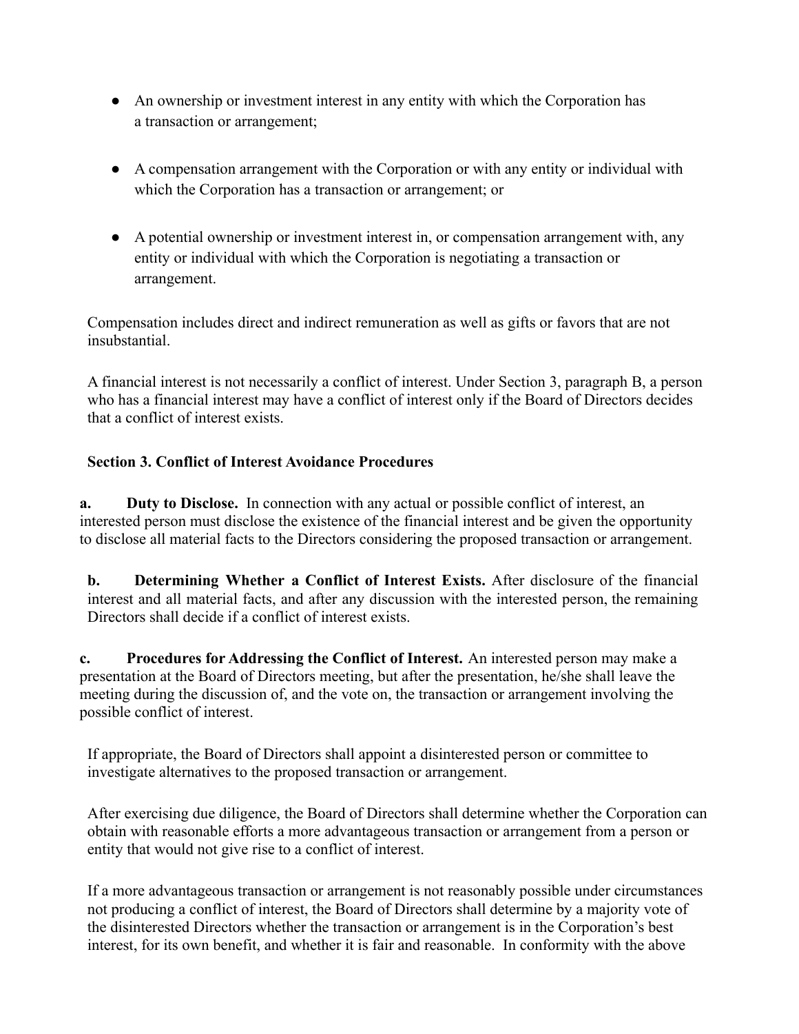- An ownership or investment interest in any entity with which the Corporation has a transaction or arrangement;
- A compensation arrangement with the Corporation or with any entity or individual with which the Corporation has a transaction or arrangement; or
- A potential ownership or investment interest in, or compensation arrangement with, any entity or individual with which the Corporation is negotiating a transaction or arrangement.

Compensation includes direct and indirect remuneration as well as gifts or favors that are not insubstantial.

A financial interest is not necessarily a conflict of interest. Under Section 3, paragraph B, a person who has a financial interest may have a conflict of interest only if the Board of Directors decides that a conflict of interest exists.

**Section 3. Conflict of Interest Avoidance Procedures**

**a. Duty to Disclose.** In connection with any actual or possible conflict of interest, an interested person must disclose the existence of the financial interest and be given the opportunity to disclose all material facts to the Directors considering the proposed transaction or arrangement.

**b. Determining Whether a Conflict of Interest Exists.** After disclosure of the financial interest and all material facts, and after any discussion with the interested person, the remaining Directors shall decide if a conflict of interest exists.

**c. Procedures for Addressing the Conflict of Interest.** An interested person may make a presentation at the Board of Directors meeting, but after the presentation, he/she shall leave the meeting during the discussion of, and the vote on, the transaction or arrangement involving the possible conflict of interest.

If appropriate, the Board of Directors shall appoint a disinterested person or committee to investigate alternatives to the proposed transaction or arrangement.

After exercising due diligence, the Board of Directors shall determine whether the Corporation can obtain with reasonable efforts a more advantageous transaction or arrangement from a person or entity that would not give rise to a conflict of interest.

If a more advantageous transaction or arrangement is not reasonably possible under circumstances not producing a conflict of interest, the Board of Directors shall determine by a majority vote of the disinterested Directors whether the transaction or arrangement is in the Corporation's best interest, for its own benefit, and whether it is fair and reasonable. In conformity with the above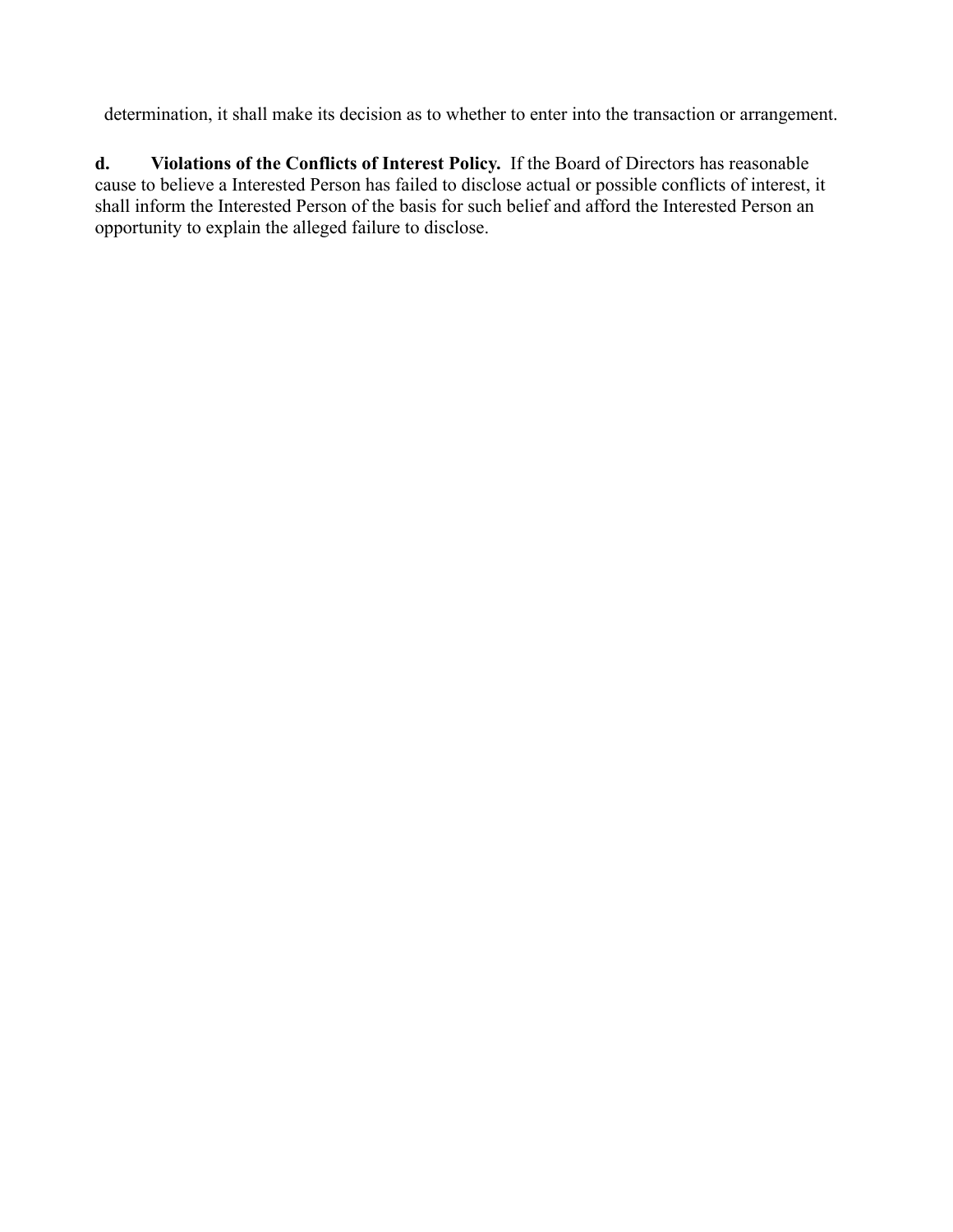determination, it shall make its decision as to whether to enter into the transaction or arrangement.

**d. Violations of the Conflicts of Interest Policy.** If the Board of Directors has reasonable cause to believe a Interested Person has failed to disclose actual or possible conflicts of interest, it shall inform the Interested Person of the basis for such belief and afford the Interested Person an opportunity to explain the alleged failure to disclose.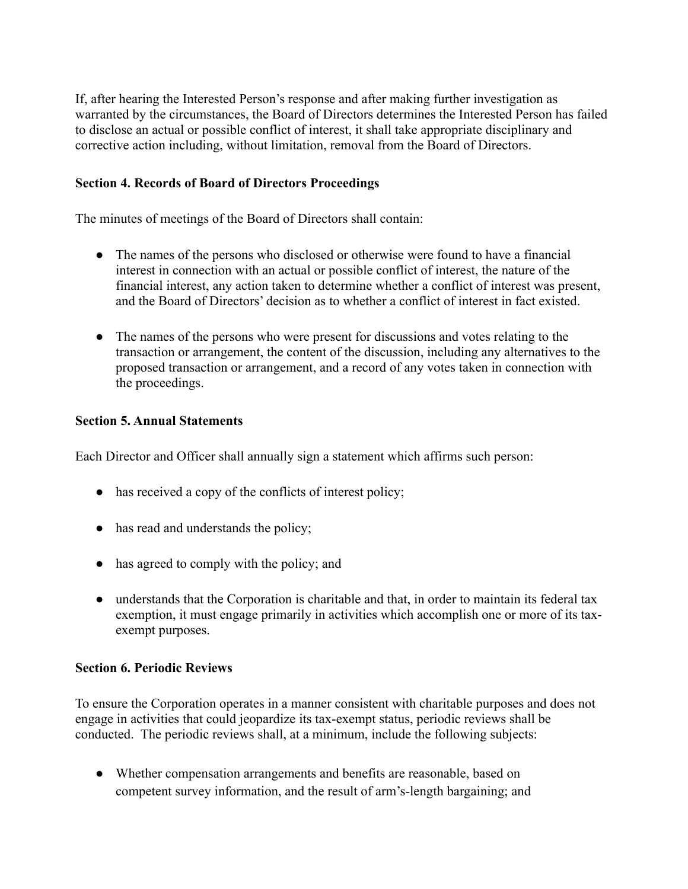If, after hearing the Interested Person's response and after making further investigation as warranted by the circumstances, the Board of Directors determines the Interested Person has failed to disclose an actual or possible conflict of interest, it shall take appropriate disciplinary and corrective action including, without limitation, removal from the Board of Directors.

**Section 4. Records of Board of Directors Proceedings**

The minutes of meetings of the Board of Directors shall contain:

- The names of the persons who disclosed or otherwise were found to have a financial interest in connection with an actual or possible conflict of interest, the nature of the financial interest, any action taken to determine whether a conflict of interest was present, and the Board of Directors' decision as to whether a conflict of interest in fact existed.

- The names of the persons who were present for discussions and votes relating to the transaction or arrangement, the content of the discussion, including any alternatives to the proposed transaction or arrangement, and a record of any votes taken in connection with the proceedings.

**Section 5. Annual Statements**

Each Director and Officer shall annually sign a statement which affirms such person:

- has received a copy of the conflicts of interest policy;

- has read and understands the policy;

- has agreed to comply with the policy; and

- understands that the Corporation is charitable and that, in order to maintain its federal tax exemption, it must engage primarily in activities which accomplish one or more of its tax-exempt purposes.

**Section 6. Periodic Reviews**

To ensure the Corporation operates in a manner consistent with charitable purposes and does not engage in activities that could jeopardize its tax-exempt status, periodic reviews shall be conducted. The periodic reviews shall, at a minimum, include the following subjects:

- Whether compensation arrangements and benefits are reasonable, based on competent survey information, and the result of arm's-length bargaining; and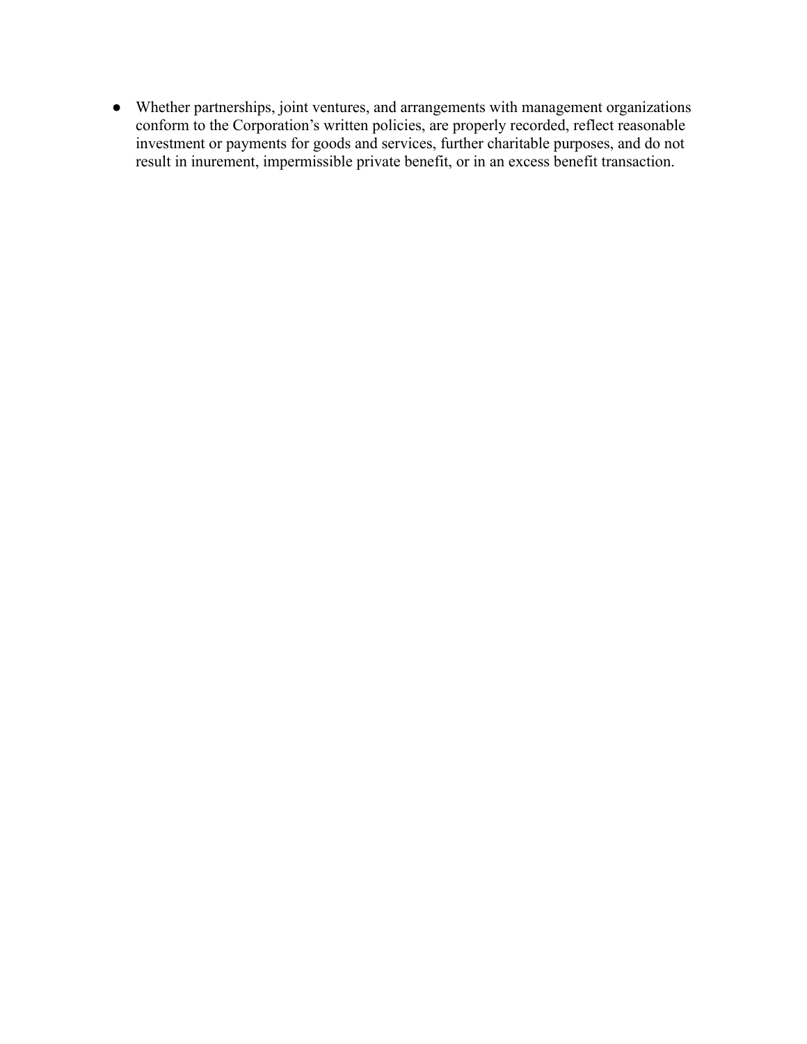- Whether partnerships, joint ventures, and arrangements with management organizations conform to the Corporation's written policies, are properly recorded, reflect reasonable investment or payments for goods and services, further charitable purposes, and do not result in inurement, impermissible private benefit, or in an excess benefit transaction.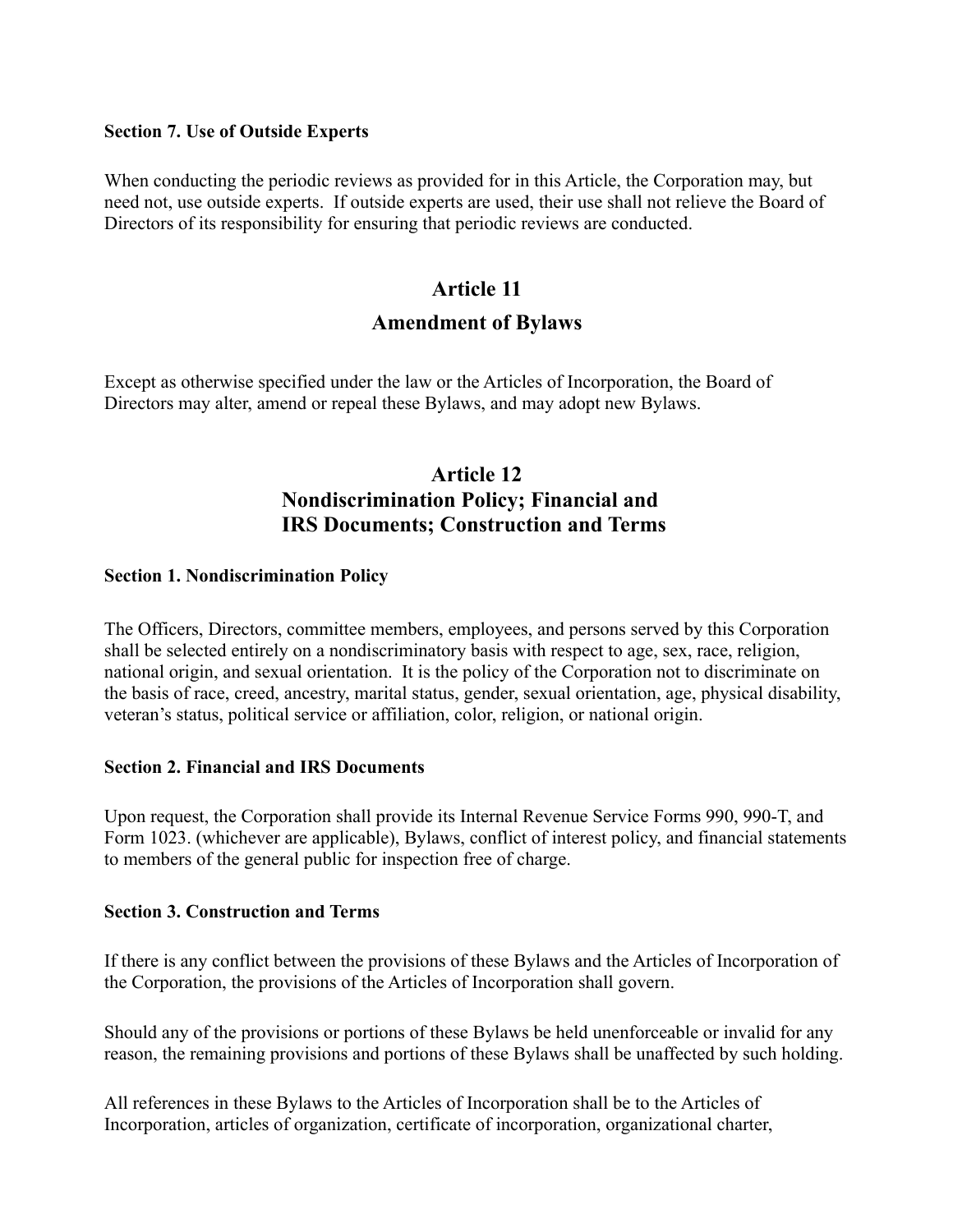**Section 7. Use of Outside Experts**

When conducting the periodic reviews as provided for in this Article, the Corporation may, but need not, use outside experts. If outside experts are used, their use shall not relieve the Board of Directors of its responsibility for ensuring that periodic reviews are conducted.

## Article 11

## Amendment of Bylaws

Except as otherwise specified under the law or the Articles of Incorporation, the Board of Directors may alter, amend or repeal these Bylaws, and may adopt new Bylaws.

## Article 12
## Nondiscrimination Policy; Financial and IRS Documents; Construction and Terms

**Section 1. Nondiscrimination Policy**

The Officers, Directors, committee members, employees, and persons served by this Corporation shall be selected entirely on a nondiscriminatory basis with respect to age, sex, race, religion, national origin, and sexual orientation. It is the policy of the Corporation not to discriminate on the basis of race, creed, ancestry, marital status, gender, sexual orientation, age, physical disability, veteran's status, political service or affiliation, color, religion, or national origin.

**Section 2. Financial and IRS Documents**

Upon request, the Corporation shall provide its Internal Revenue Service Forms 990, 990-T, and Form 1023. (whichever are applicable), Bylaws, conflict of interest policy, and financial statements to members of the general public for inspection free of charge.

**Section 3. Construction and Terms**

If there is any conflict between the provisions of these Bylaws and the Articles of Incorporation of the Corporation, the provisions of the Articles of Incorporation shall govern.

Should any of the provisions or portions of these Bylaws be held unenforceable or invalid for any reason, the remaining provisions and portions of these Bylaws shall be unaffected by such holding.

All references in these Bylaws to the Articles of Incorporation shall be to the Articles of Incorporation, articles of organization, certificate of incorporation, organizational charter,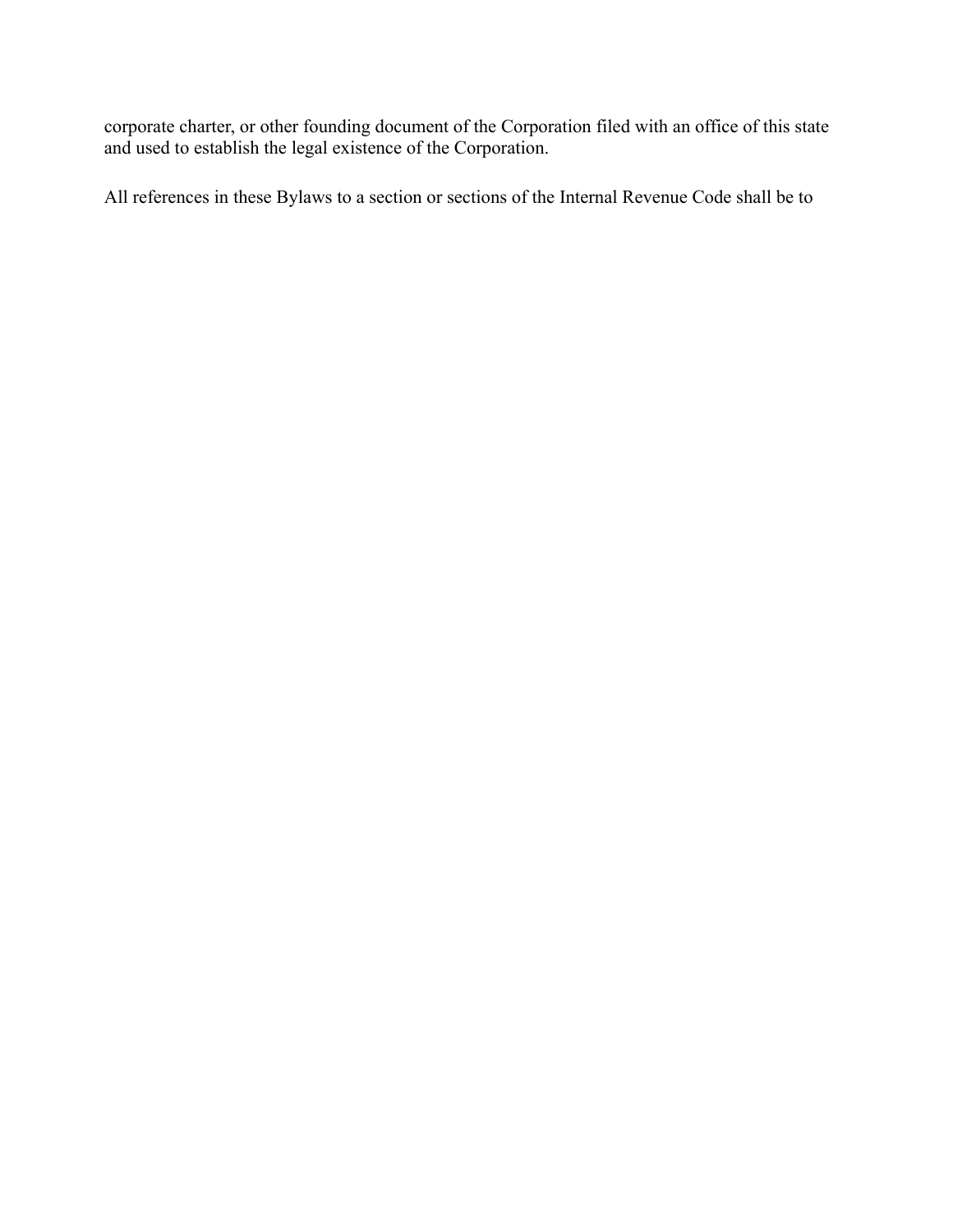corporate charter, or other founding document of the Corporation filed with an office of this state and used to establish the legal existence of the Corporation.

All references in these Bylaws to a section or sections of the Internal Revenue Code shall be to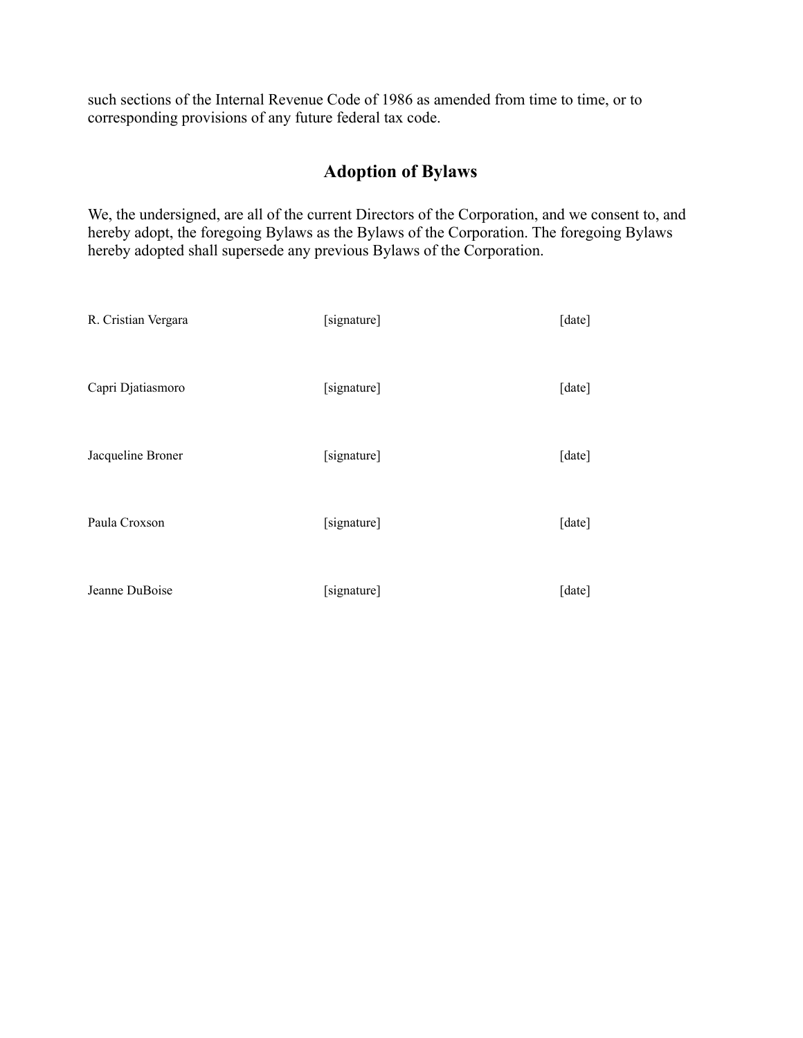such sections of the Internal Revenue Code of 1986 as amended from time to time, or to corresponding provisions of any future federal tax code.

## Adoption of Bylaws

We, the undersigned, are all of the current Directors of the Corporation, and we consent to, and hereby adopt, the foregoing Bylaws as the Bylaws of the Corporation. The foregoing Bylaws hereby adopted shall supersede any previous Bylaws of the Corporation.

| | | |
|---|---|---|
| R. Cristian Vergara | [signature] | [date] |
| Capri Djatiasmoro | [signature] | [date] |
| Jacqueline Broner | [signature] | [date] |
| Paula Croxson | [signature] | [date] |
| Jeanne DuBoise | [signature] | [date] |